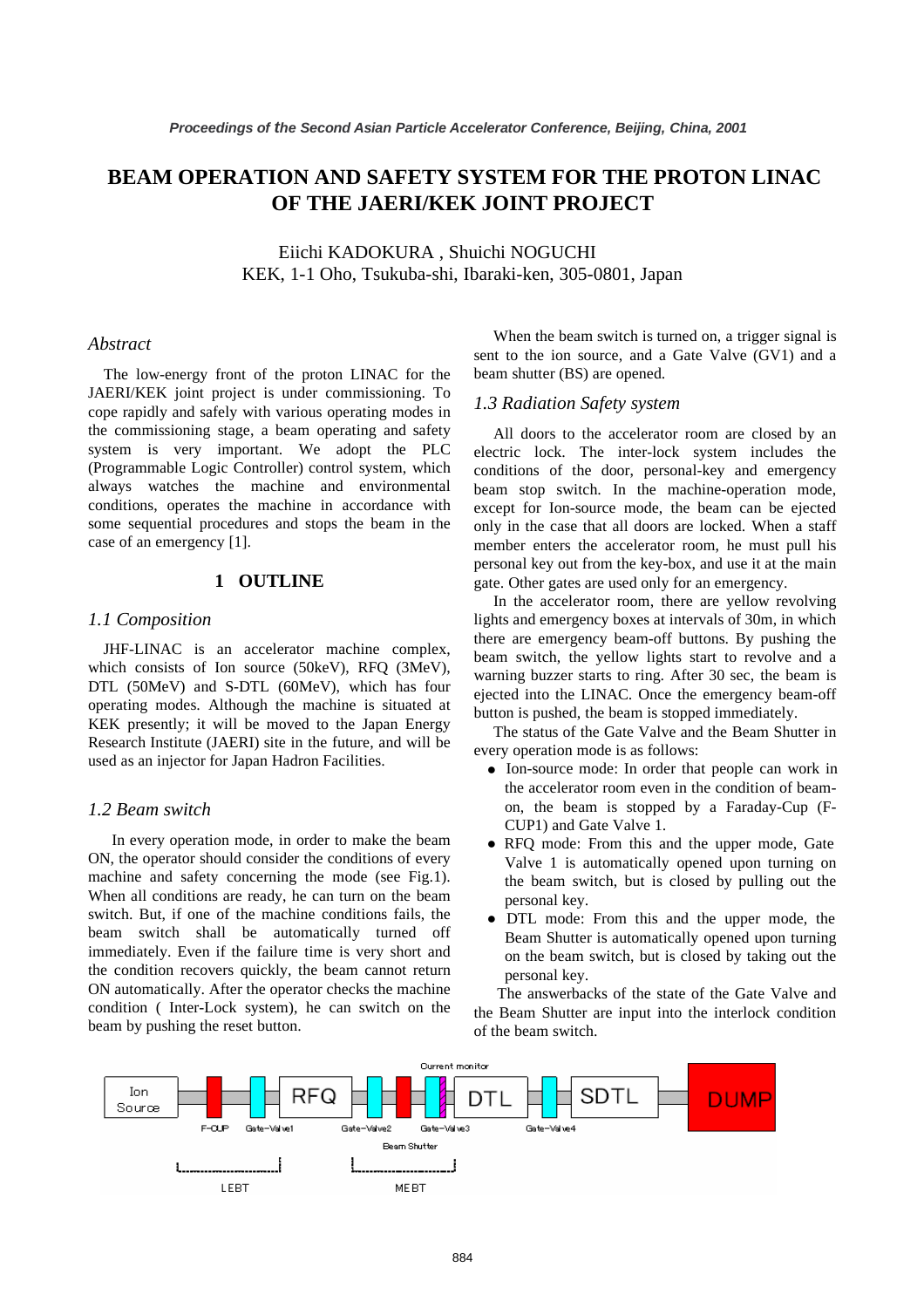# BEAM OPERATION AND SAFETY SYSTEM FOR THE PROTON LINAC OF THE JAERI/KEK JOINT PROJECT

Eiichi KADOKURA , Shuichi NOGUCHI
KEK, 1-1 Oho, Tsukuba-shi, Ibaraki-ken, 305-0801, Japan

### *Abstract*

The low-energy front of the proton LINAC for the JAERI/KEK joint project is under commissioning. To cope rapidly and safely with various operating modes in the commissioning stage, a beam operating and safety system is very important. We adopt the PLC (Programmable Logic Controller) control system, which always watches the machine and environmental conditions, operates the machine in accordance with some sequential procedures and stops the beam in the case of an emergency [1].

## 1 OUTLINE

### *1.1 Composition*

JHF-LINAC is an accelerator machine complex, which consists of Ion source (50keV), RFQ (3MeV), DTL (50MeV) and S-DTL (60MeV), which has four operating modes. Although the machine is situated at KEK presently; it will be moved to the Japan Energy Research Institute (JAERI) site in the future, and will be used as an injector for Japan Hadron Facilities.

### *1.2 Beam switch*

In every operation mode, in order to make the beam ON, the operator should consider the conditions of every machine and safety concerning the mode (see Fig.1). When all conditions are ready, he can turn on the beam switch. But, if one of the machine conditions fails, the beam switch shall be automatically turned off immediately. Even if the failure time is very short and the condition recovers quickly, the beam cannot return ON automatically. After the operator checks the machine condition ( Inter-Lock system), he can switch on the beam by pushing the reset button.

When the beam switch is turned on, a trigger signal is sent to the ion source, and a Gate Valve (GV1) and a beam shutter (BS) are opened.

### *1.3 Radiation Safety system*

All doors to the accelerator room are closed by an electric lock. The inter-lock system includes the conditions of the door, personal-key and emergency beam stop switch. In the machine-operation mode, except for Ion-source mode, the beam can be ejected only in the case that all doors are locked. When a staff member enters the accelerator room, he must pull his personal key out from the key-box, and use it at the main gate. Other gates are used only for an emergency.

In the accelerator room, there are yellow revolving lights and emergency boxes at intervals of 30m, in which there are emergency beam-off buttons. By pushing the beam switch, the yellow lights start to revolve and a warning buzzer starts to ring. After 30 sec, the beam is ejected into the LINAC. Once the emergency beam-off button is pushed, the beam is stopped immediately.

The status of the Gate Valve and the Beam Shutter in every operation mode is as follows:

- Ion-source mode: In order that people can work in the accelerator room even in the condition of beam-on, the beam is stopped by a Faraday-Cup (F-CUP1) and Gate Valve 1.
- RFQ mode: From this and the upper mode, Gate Valve 1 is automatically opened upon turning on the beam switch, but is closed by pulling out the personal key.
- DTL mode: From this and the upper mode, the Beam Shutter is automatically opened upon turning on the beam switch, but is closed by taking out the personal key.

The answerbacks of the state of the Gate Valve and the Beam Shutter are input into the interlock condition of the beam switch.

Ion Source | F-CUP | Gate-Valve1 | RFQ | Gate-Valve2 | Gate-Valve3 | Beam Shutter | Current monitor | DTL | Gate-Valve4 | SDTL | DUMP
LEBT | MEBT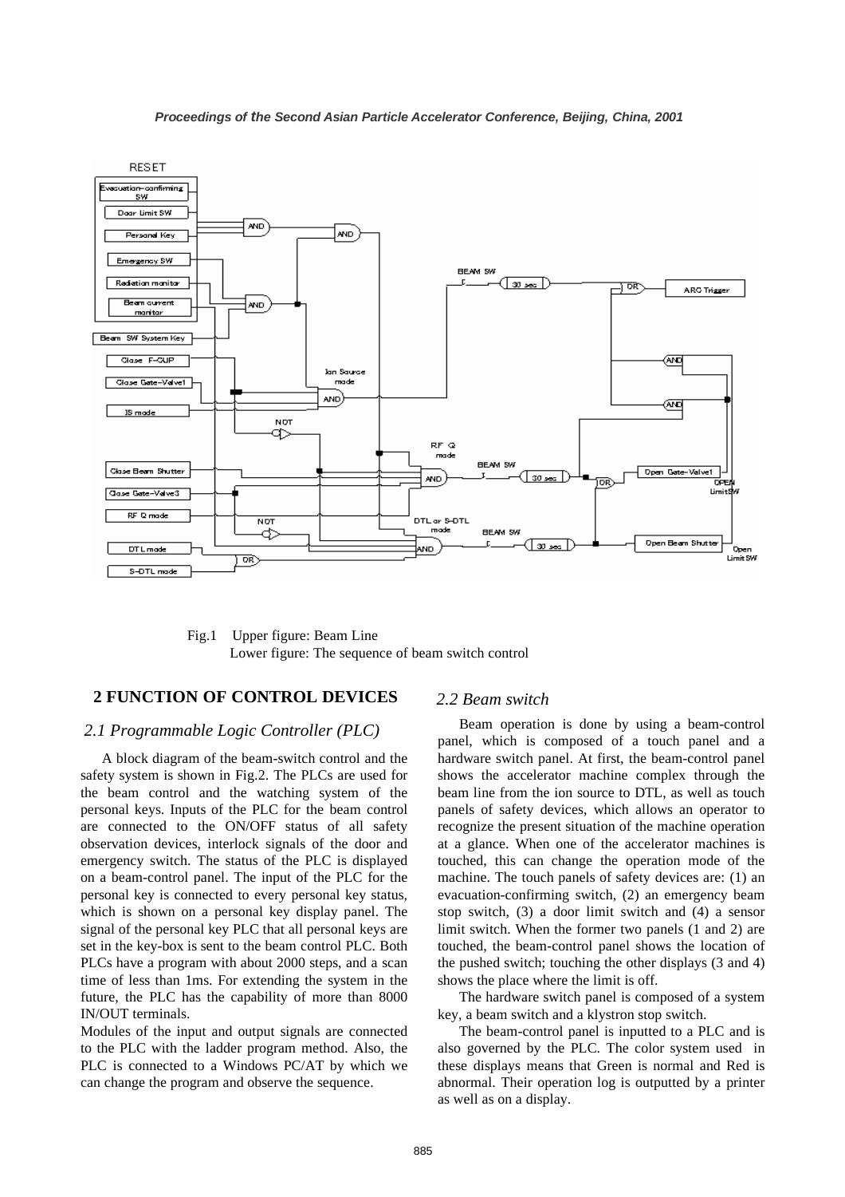Fig.1 Upper figure: Beam Line
Lower figure: The sequence of beam switch control

## 2 FUNCTION OF CONTROL DEVICES

### 2.1 Programmable Logic Controller (PLC)

A block diagram of the beam-switch control and the safety system is shown in Fig.2. The PLCs are used for the beam control and the watching system of the personal keys. Inputs of the PLC for the beam control are connected to the ON/OFF status of all safety observation devices, interlock signals of the door and emergency switch. The status of the PLC is displayed on a beam-control panel. The input of the PLC for the personal key is connected to every personal key status, which is shown on a personal key display panel. The signal of the personal key PLC that all personal keys are set in the key-box is sent to the beam control PLC. Both PLCs have a program with about 2000 steps, and a scan time of less than 1ms. For extending the system in the future, the PLC has the capability of more than 8000 IN/OUT terminals.

Modules of the input and output signals are connected to the PLC with the ladder program method. Also, the PLC is connected to a Windows PC/AT by which we can change the program and observe the sequence.

### 2.2 Beam switch

Beam operation is done by using a beam-control panel, which is composed of a touch panel and a hardware switch panel. At first, the beam-control panel shows the accelerator machine complex through the beam line from the ion source to DTL, as well as touch panels of safety devices, which allows an operator to recognize the present situation of the machine operation at a glance. When one of the accelerator machines is touched, this can change the operation mode of the machine. The touch panels of safety devices are: (1) an evacuation-confirming switch, (2) an emergency beam stop switch, (3) a door limit switch and (4) a sensor limit switch. When the former two panels (1 and 2) are touched, the beam-control panel shows the location of the pushed switch; touching the other displays (3 and 4) shows the place where the limit is off.

The hardware switch panel is composed of a system key, a beam switch and a klystron stop switch.

The beam-control panel is inputted to a PLC and is also governed by the PLC. The color system used in these displays means that Green is normal and Red is abnormal. Their operation log is outputted by a printer as well as on a display.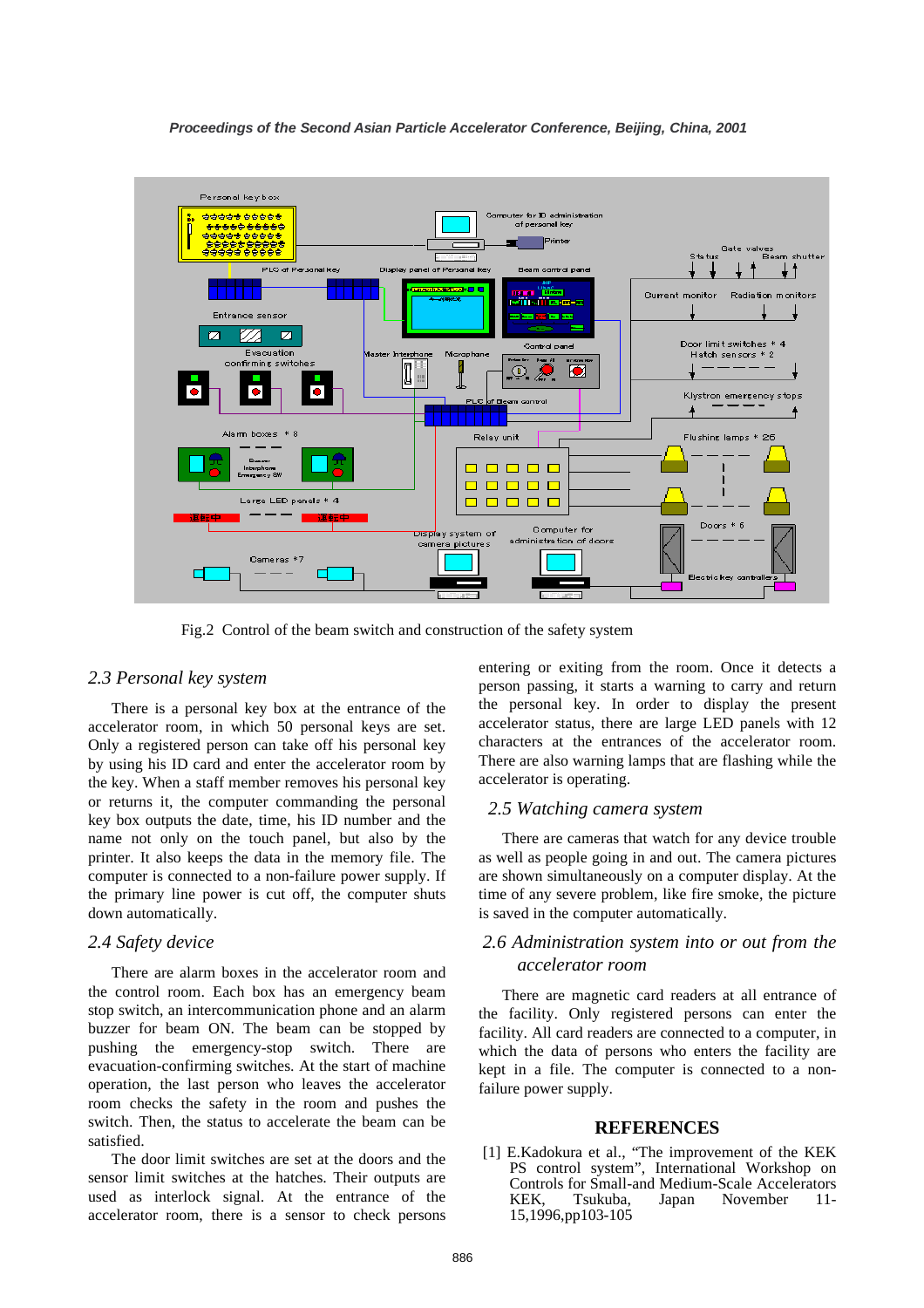Personal key box

PLC of Personal key

Display panel of Personal key

Computer for ID administration of personal key

Printer

Beam control panel

Entrance sensor

Evacuation confirming switches

Master Interphone

Microphone

Control panel

PLC of Beam control

Status

Gate valves

Beam shutter

Current monitor

Radiation monitors

Door limit switches * 4

Hatch sensors * 2

Klystron emergency stops

Alarm boxes * 8

Buzzer

Interphone

Emergency SW

Relay unit

Flushing lamps * 26

Large LED panels * 4

Display system of camera pictures

Computer for administration of doors

Doors * 6

Cameras *7

Electric key controllers

Fig.2 Control of the beam switch and construction of the safety system

## 2.3 Personal key system

There is a personal key box at the entrance of the accelerator room, in which 50 personal keys are set. Only a registered person can take off his personal key by using his ID card and enter the accelerator room by the key. When a staff member removes his personal key or returns it, the computer commanding the personal key box outputs the date, time, his ID number and the name not only on the touch panel, but also by the printer. It also keeps the data in the memory file. The computer is connected to a non-failure power supply. If the primary line power is cut off, the computer shuts down automatically.

## 2.4 Safety device

There are alarm boxes in the accelerator room and the control room. Each box has an emergency beam stop switch, an intercommunication phone and an alarm buzzer for beam ON. The beam can be stopped by pushing the emergency-stop switch. There are evacuation-confirming switches. At the start of machine operation, the last person who leaves the accelerator room checks the safety in the room and pushes the switch. Then, the status to accelerate the beam can be satisfied.

The door limit switches are set at the doors and the sensor limit switches at the hatches. Their outputs are used as interlock signal. At the entrance of the accelerator room, there is a sensor to check persons entering or exiting from the room. Once it detects a person passing, it starts a warning to carry and return the personal key. In order to display the present accelerator status, there are large LED panels with 12 characters at the entrances of the accelerator room. There are also warning lamps that are flashing while the accelerator is operating.

## 2.5 Watching camera system

There are cameras that watch for any device trouble as well as people going in and out. The camera pictures are shown simultaneously on a computer display. At the time of any severe problem, like fire smoke, the picture is saved in the computer automatically.

## 2.6 Administration system into or out from the accelerator room

There are magnetic card readers at all entrance of the facility. Only registered persons can enter the facility. All card readers are connected to a computer, in which the data of persons who enters the facility are kept in a file. The computer is connected to a non-failure power supply.

## REFERENCES

[1] E.Kadokura et al., "The improvement of the KEK PS control system", International Workshop on Controls for Small-and Medium-Scale Accelerators KEK, Tsukuba, Japan November 11-15,1996,pp103-105